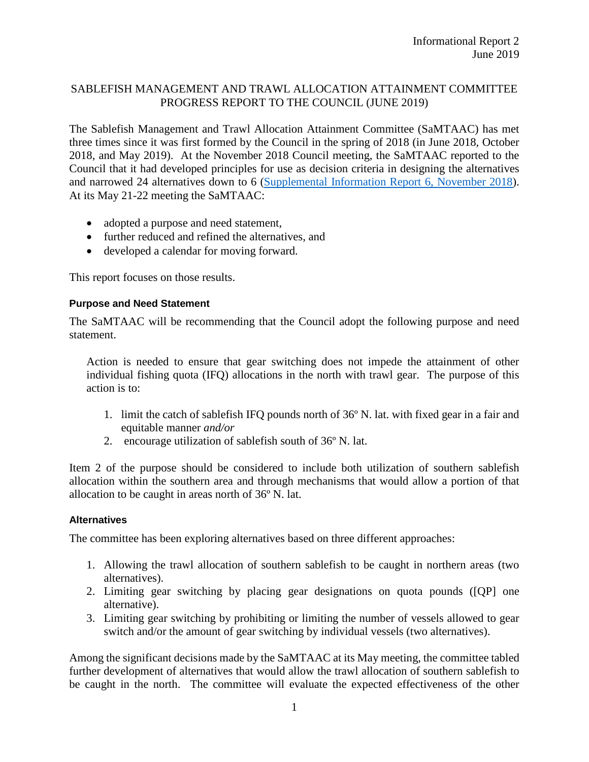Informational Report 2
June 2019

# SABLEFISH MANAGEMENT AND TRAWL ALLOCATION ATTAINMENT COMMITTEE PROGRESS REPORT TO THE COUNCIL (JUNE 2019)

The Sablefish Management and Trawl Allocation Attainment Committee (SaMTAAC) has met three times since it was first formed by the Council in the spring of 2018 (in June 2018, October 2018, and May 2019). At the November 2018 Council meeting, the SaMTAAC reported to the Council that it had developed principles for use as decision criteria in designing the alternatives and narrowed 24 alternatives down to 6 (Supplemental Information Report 6, November 2018). At its May 21-22 meeting the SaMTAAC:

- adopted a purpose and need statement,
- further reduced and refined the alternatives, and
- developed a calendar for moving forward.

This report focuses on those results.

### Purpose and Need Statement

The SaMTAAC will be recommending that the Council adopt the following purpose and need statement.

> Action is needed to ensure that gear switching does not impede the attainment of other individual fishing quota (IFQ) allocations in the north with trawl gear. The purpose of this action is to:
>
> 1. limit the catch of sablefish IFQ pounds north of 36º N. lat. with fixed gear in a fair and equitable manner *and/or*
> 2. encourage utilization of sablefish south of 36º N. lat.

Item 2 of the purpose should be considered to include both utilization of southern sablefish allocation within the southern area and through mechanisms that would allow a portion of that allocation to be caught in areas north of 36º N. lat.

### Alternatives

The committee has been exploring alternatives based on three different approaches:

1. Allowing the trawl allocation of southern sablefish to be caught in northern areas (two alternatives).
2. Limiting gear switching by placing gear designations on quota pounds ([QP] one alternative).
3. Limiting gear switching by prohibiting or limiting the number of vessels allowed to gear switch and/or the amount of gear switching by individual vessels (two alternatives).

Among the significant decisions made by the SaMTAAC at its May meeting, the committee tabled further development of alternatives that would allow the trawl allocation of southern sablefish to be caught in the north. The committee will evaluate the expected effectiveness of the other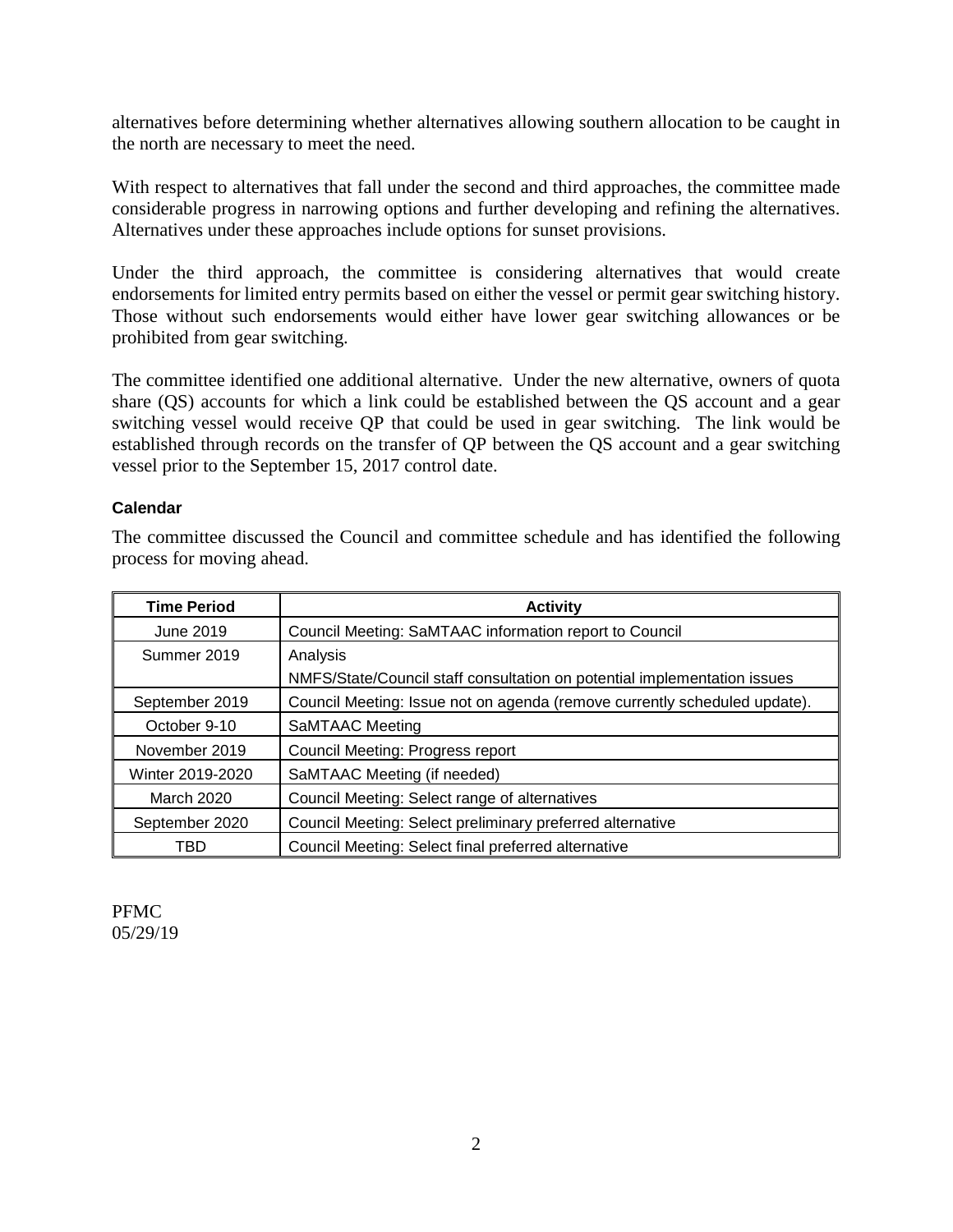alternatives before determining whether alternatives allowing southern allocation to be caught in the north are necessary to meet the need.

With respect to alternatives that fall under the second and third approaches, the committee made considerable progress in narrowing options and further developing and refining the alternatives. Alternatives under these approaches include options for sunset provisions.

Under the third approach, the committee is considering alternatives that would create endorsements for limited entry permits based on either the vessel or permit gear switching history. Those without such endorsements would either have lower gear switching allowances or be prohibited from gear switching.

The committee identified one additional alternative. Under the new alternative, owners of quota share (QS) accounts for which a link could be established between the QS account and a gear switching vessel would receive QP that could be used in gear switching. The link would be established through records on the transfer of QP between the QS account and a gear switching vessel prior to the September 15, 2017 control date.

### Calendar

The committee discussed the Council and committee schedule and has identified the following process for moving ahead.

| Time Period | Activity |
|---|---|
| June 2019 | Council Meeting: SaMTAAC information report to Council |
| Summer 2019 | Analysis<br>NMFS/State/Council staff consultation on potential implementation issues |
| September 2019 | Council Meeting: Issue not on agenda (remove currently scheduled update). |
| October 9-10 | SaMTAAC Meeting |
| November 2019 | Council Meeting: Progress report |
| Winter 2019-2020 | SaMTAAC Meeting (if needed) |
| March 2020 | Council Meeting: Select range of alternatives |
| September 2020 | Council Meeting: Select preliminary preferred alternative |
| TBD | Council Meeting: Select final preferred alternative |

PFMC
05/29/19